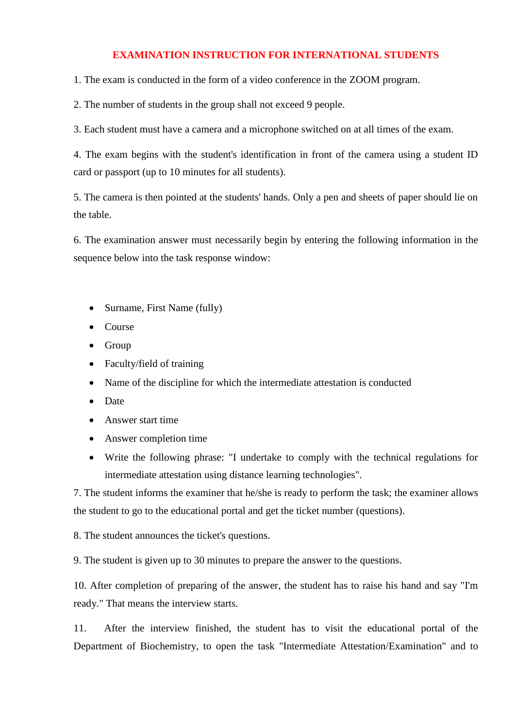# EXAMINATION INSTRUCTION FOR INTERNATIONAL STUDENTS

1. The exam is conducted in the form of a video conference in the ZOOM program.

2. The number of students in the group shall not exceed 9 people.

3. Each student must have a camera and a microphone switched on at all times of the exam.

4. The exam begins with the student's identification in front of the camera using a student ID card or passport (up to 10 minutes for all students).

5. The camera is then pointed at the students' hands. Only a pen and sheets of paper should lie on the table.

6. The examination answer must necessarily begin by entering the following information in the sequence below into the task response window:

- Surname, First Name (fully)
- Course
- Group
- Faculty/field of training
- Name of the discipline for which the intermediate attestation is conducted
- Date
- Answer start time
- Answer completion time
- Write the following phrase: "I undertake to comply with the technical regulations for intermediate attestation using distance learning technologies".

7. The student informs the examiner that he/she is ready to perform the task; the examiner allows the student to go to the educational portal and get the ticket number (questions).

8. The student announces the ticket's questions.

9. The student is given up to 30 minutes to prepare the answer to the questions.

10. After completion of preparing of the answer, the student has to raise his hand and say "I'm ready." That means the interview starts.

11. After the interview finished, the student has to visit the educational portal of the Department of Biochemistry, to open the task "Intermediate Attestation/Examination" and to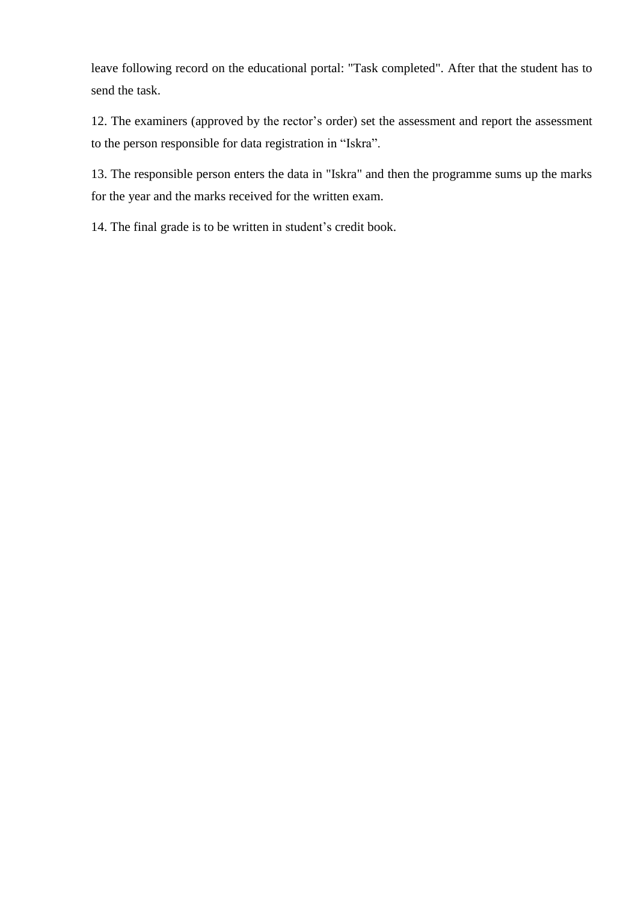leave following record on the educational portal: "Task completed". After that the student has to send the task.

12. The examiners (approved by the rector's order) set the assessment and report the assessment to the person responsible for data registration in "Iskra".

13. The responsible person enters the data in "Iskra" and then the programme sums up the marks for the year and the marks received for the written exam.

14. The final grade is to be written in student's credit book.